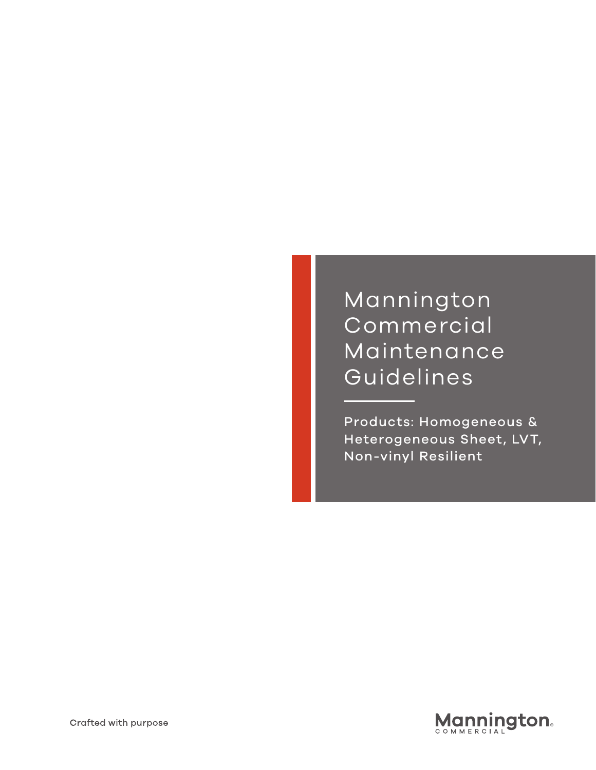# Mannington Commercial Maintenance Guidelines

Products: Homogeneous & Heterogeneous Sheet, LVT, Non-vinyl Resilient

Crafted with purpose

Mannington® COMMERCIAL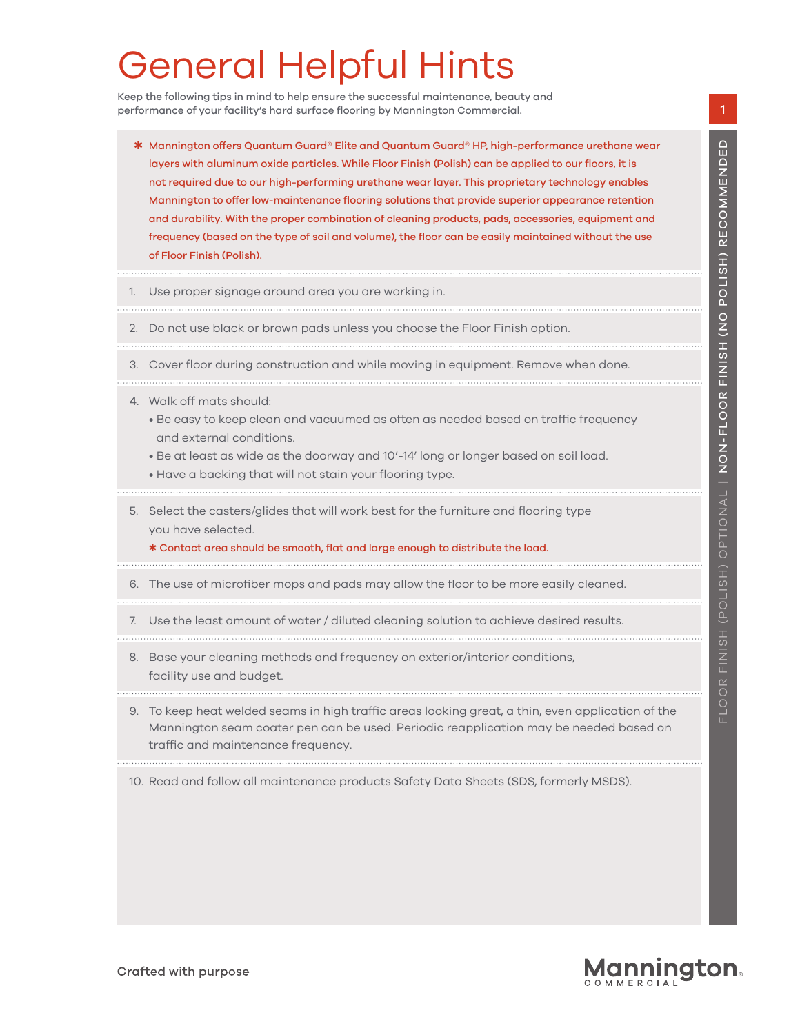# General Helpful Hints

Keep the following tips in mind to help ensure the successful maintenance, beauty and performance of your facility's hard surface flooring by Mannington Commercial.

✱ Mannington offers Quantum Guard® Elite and Quantum Guard® HP, high-performance urethane wear layers with aluminum oxide particles. While Floor Finish (Polish) can be applied to our floors, it is not required due to our high-performing urethane wear layer. This proprietary technology enables Mannington to offer low-maintenance flooring solutions that provide superior appearance retention and durability. With the proper combination of cleaning products, pads, accessories, equipment and frequency (based on the type of soil and volume), the floor can be easily maintained without the use of Floor Finish (Polish).

1. Use proper signage around area you are working in.
2. Do not use black or brown pads unless you choose the Floor Finish option.
3. Cover floor during construction and while moving in equipment. Remove when done.
4. Walk off mats should:
   - Be easy to keep clean and vacuumed as often as needed based on traffic frequency and external conditions.
   - Be at least as wide as the doorway and 10'-14' long or longer based on soil load.
   - Have a backing that will not stain your flooring type.
5. Select the casters/glides that will work best for the furniture and flooring type you have selected.
   ✱ Contact area should be smooth, flat and large enough to distribute the load.
6. The use of microfiber mops and pads may allow the floor to be more easily cleaned.
7. Use the least amount of water / diluted cleaning solution to achieve desired results.
8. Base your cleaning methods and frequency on exterior/interior conditions, facility use and budget.
9. To keep heat welded seams in high traffic areas looking great, a thin, even application of the Mannington seam coater pen can be used. Periodic reapplication may be needed based on traffic and maintenance frequency.
10. Read and follow all maintenance products Safety Data Sheets (SDS, formerly MSDS).

FLOOR FINISH (POLISH) OPTIONAL | NON-FLOOR FINISH (NO POLISH) RECOMMENDED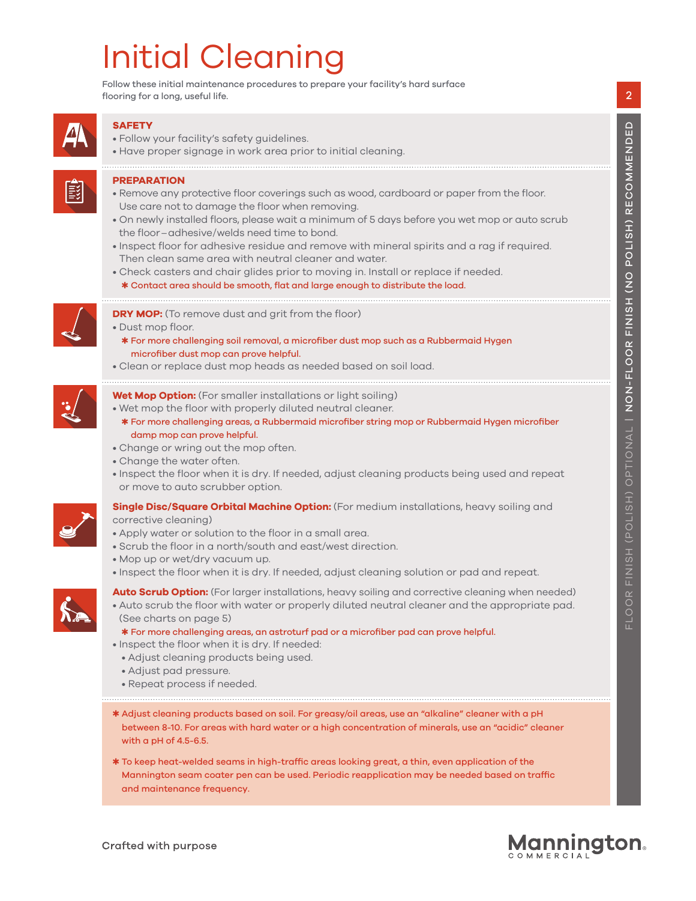# Initial Cleaning

Follow these initial maintenance procedures to prepare your facility's hard surface flooring for a long, useful life.

FLOOR FINISH (POLISH) OPTIONAL | NON-FLOOR FINISH (NO POLISH) RECOMMENDED

## SAFETY

- Follow your facility's safety guidelines.
- Have proper signage in work area prior to initial cleaning.

## PREPARATION

- Remove any protective floor coverings such as wood, cardboard or paper from the floor. Use care not to damage the floor when removing.
- On newly installed floors, please wait a minimum of 5 days before you wet mop or auto scrub the floor – adhesive/welds need time to bond.
- Inspect floor for adhesive residue and remove with mineral spirits and a rag if required. Then clean same area with neutral cleaner and water.
- Check casters and chair glides prior to moving in. Install or replace if needed.
  - ✱ Contact area should be smooth, flat and large enough to distribute the load.

**DRY MOP:** (To remove dust and grit from the floor)

- Dust mop floor.
  - ✱ For more challenging soil removal, a microfiber dust mop such as a Rubbermaid Hygen microfiber dust mop can prove helpful.
- Clean or replace dust mop heads as needed based on soil load.

**Wet Mop Option:** (For smaller installations or light soiling)

- Wet mop the floor with properly diluted neutral cleaner.
  - ✱ For more challenging areas, a Rubbermaid microfiber string mop or Rubbermaid Hygen microfiber damp mop can prove helpful.
- Change or wring out the mop often.
- Change the water often.
- Inspect the floor when it is dry. If needed, adjust cleaning products being used and repeat or move to auto scrubber option.

**Single Disc/Square Orbital Machine Option:** (For medium installations, heavy soiling and corrective cleaning)

- Apply water or solution to the floor in a small area.
- Scrub the floor in a north/south and east/west direction.
- Mop up or wet/dry vacuum up.
- Inspect the floor when it is dry. If needed, adjust cleaning solution or pad and repeat.

**Auto Scrub Option:** (For larger installations, heavy soiling and corrective cleaning when needed)

- Auto scrub the floor with water or properly diluted neutral cleaner and the appropriate pad. (See charts on page 5)
  - ✱ For more challenging areas, an astroturf pad or a microfiber pad can prove helpful.
- Inspect the floor when it is dry. If needed:
  - Adjust cleaning products being used.
  - Adjust pad pressure.
  - Repeat process if needed.

✱ Adjust cleaning products based on soil. For greasy/oil areas, use an "alkaline" cleaner with a pH between 8-10. For areas with hard water or a high concentration of minerals, use an "acidic" cleaner with a pH of 4.5-6.5.

✱ To keep heat-welded seams in high-traffic areas looking great, a thin, even application of the Mannington seam coater pen can be used. Periodic reapplication may be needed based on traffic and maintenance frequency.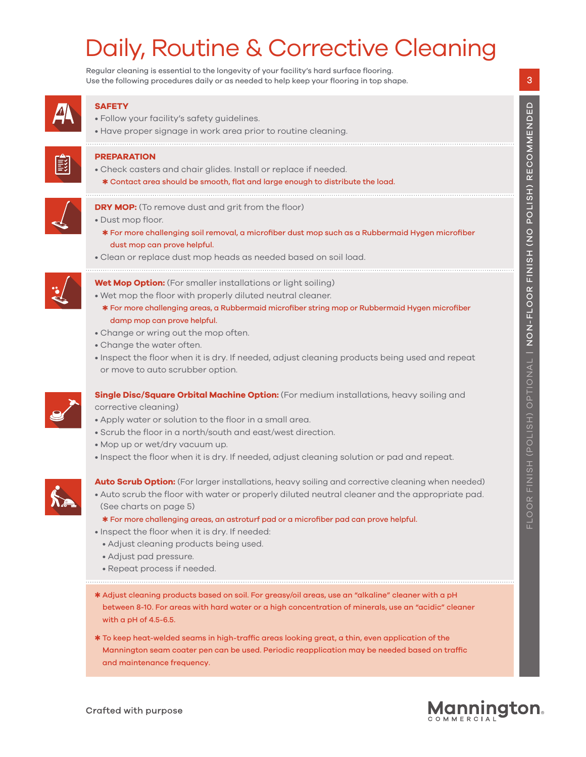# Daily, Routine & Corrective Cleaning

Regular cleaning is essential to the longevity of your facility's hard surface flooring.
Use the following procedures daily or as needed to help keep your flooring in top shape.

FLOOR FINISH (POLISH) OPTIONAL | NON-FLOOR FINISH (NO POLISH) RECOMMENDED

### SAFETY

- Follow your facility's safety guidelines.
- Have proper signage in work area prior to routine cleaning.

### PREPARATION

- Check casters and chair glides. Install or replace if needed.
  - ✱ Contact area should be smooth, flat and large enough to distribute the load.

### DRY MOP: (To remove dust and grit from the floor)

- Dust mop floor.
  - ✱ For more challenging soil removal, a microfiber dust mop such as a Rubbermaid Hygen microfiber dust mop can prove helpful.
- Clean or replace dust mop heads as needed based on soil load.

### Wet Mop Option: (For smaller installations or light soiling)

- Wet mop the floor with properly diluted neutral cleaner.
  - ✱ For more challenging areas, a Rubbermaid microfiber string mop or Rubbermaid Hygen microfiber damp mop can prove helpful.
- Change or wring out the mop often.
- Change the water often.
- Inspect the floor when it is dry. If needed, adjust cleaning products being used and repeat or move to auto scrubber option.

### Single Disc/Square Orbital Machine Option: (For medium installations, heavy soiling and corrective cleaning)

- Apply water or solution to the floor in a small area.
- Scrub the floor in a north/south and east/west direction.
- Mop up or wet/dry vacuum up.
- Inspect the floor when it is dry. If needed, adjust cleaning solution or pad and repeat.

### Auto Scrub Option: (For larger installations, heavy soiling and corrective cleaning when needed)

- Auto scrub the floor with water or properly diluted neutral cleaner and the appropriate pad. (See charts on page 5)
  - ✱ For more challenging areas, an astroturf pad or a microfiber pad can prove helpful.
- Inspect the floor when it is dry. If needed:
  - Adjust cleaning products being used.
  - Adjust pad pressure.
  - Repeat process if needed.

✱ Adjust cleaning products based on soil. For greasy/oil areas, use an "alkaline" cleaner with a pH between 8-10. For areas with hard water or a high concentration of minerals, use an "acidic" cleaner with a pH of 4.5-6.5.

✱ To keep heat-welded seams in high-traffic areas looking great, a thin, even application of the Mannington seam coater pen can be used. Periodic reapplication may be needed based on traffic and maintenance frequency.

Crafted with purpose

Mannington COMMERCIAL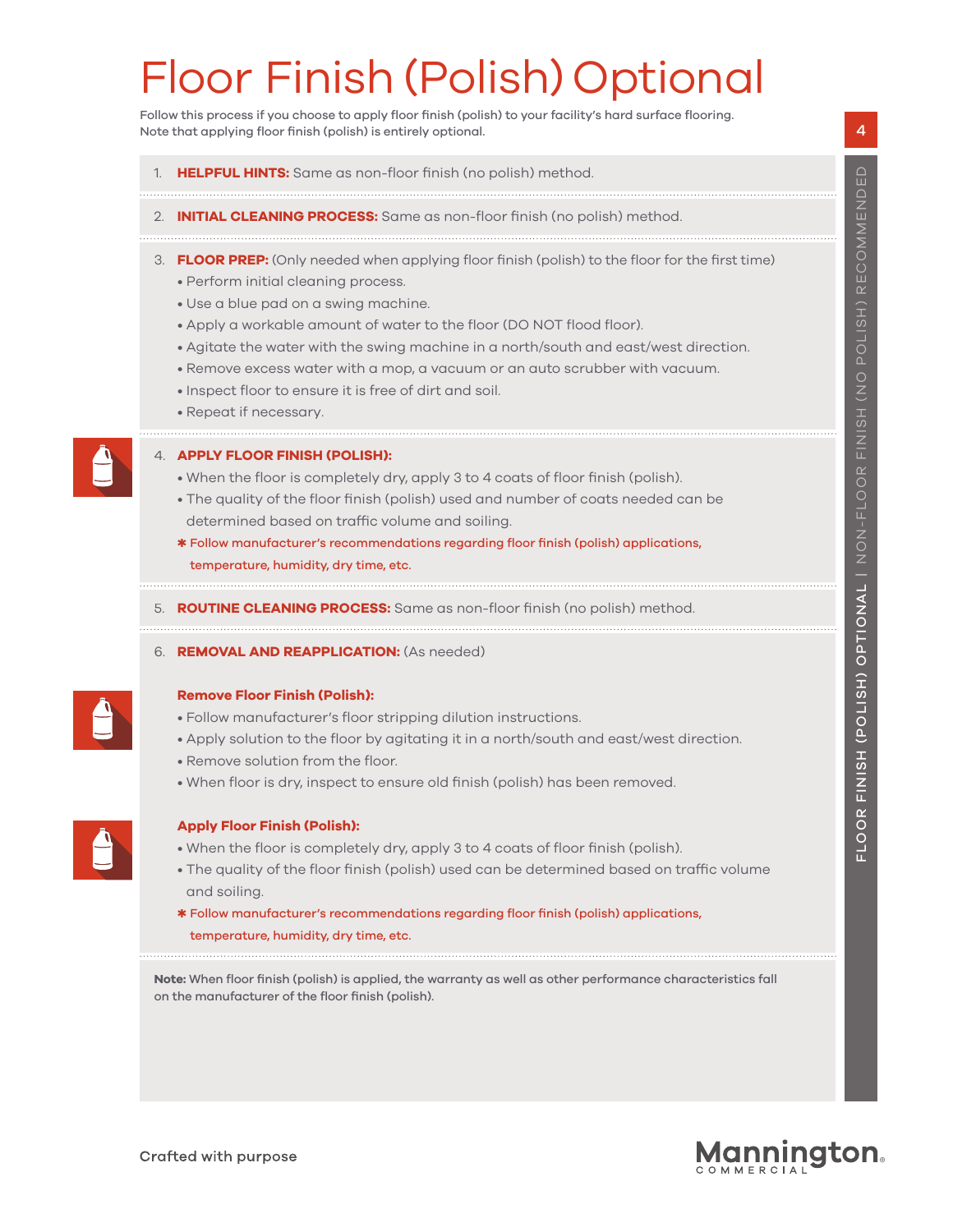# Floor Finish (Polish) Optional

Follow this process if you choose to apply floor finish (polish) to your facility's hard surface flooring. Note that applying floor finish (polish) is entirely optional.

1. **HELPFUL HINTS:** Same as non-floor finish (no polish) method.

2. **INITIAL CLEANING PROCESS:** Same as non-floor finish (no polish) method.

3. **FLOOR PREP:** (Only needed when applying floor finish (polish) to the floor for the first time)
   - Perform initial cleaning process.
   - Use a blue pad on a swing machine.
   - Apply a workable amount of water to the floor (DO NOT flood floor).
   - Agitate the water with the swing machine in a north/south and east/west direction.
   - Remove excess water with a mop, a vacuum or an auto scrubber with vacuum.
   - Inspect floor to ensure it is free of dirt and soil.
   - Repeat if necessary.

4. **APPLY FLOOR FINISH (POLISH):**
   - When the floor is completely dry, apply 3 to 4 coats of floor finish (polish).
   - The quality of the floor finish (polish) used and number of coats needed can be determined based on traffic volume and soiling.

   ✱ Follow manufacturer's recommendations regarding floor finish (polish) applications, temperature, humidity, dry time, etc.

5. **ROUTINE CLEANING PROCESS:** Same as non-floor finish (no polish) method.

6. **REMOVAL AND REAPPLICATION:** (As needed)

   **Remove Floor Finish (Polish):**
   - Follow manufacturer's floor stripping dilution instructions.
   - Apply solution to the floor by agitating it in a north/south and east/west direction.
   - Remove solution from the floor.
   - When floor is dry, inspect to ensure old finish (polish) has been removed.

   **Apply Floor Finish (Polish):**
   - When the floor is completely dry, apply 3 to 4 coats of floor finish (polish).
   - The quality of the floor finish (polish) used can be determined based on traffic volume and soiling.

   ✱ Follow manufacturer's recommendations regarding floor finish (polish) applications, temperature, humidity, dry time, etc.

**Note:** When floor finish (polish) is applied, the warranty as well as other performance characteristics fall on the manufacturer of the floor finish (polish).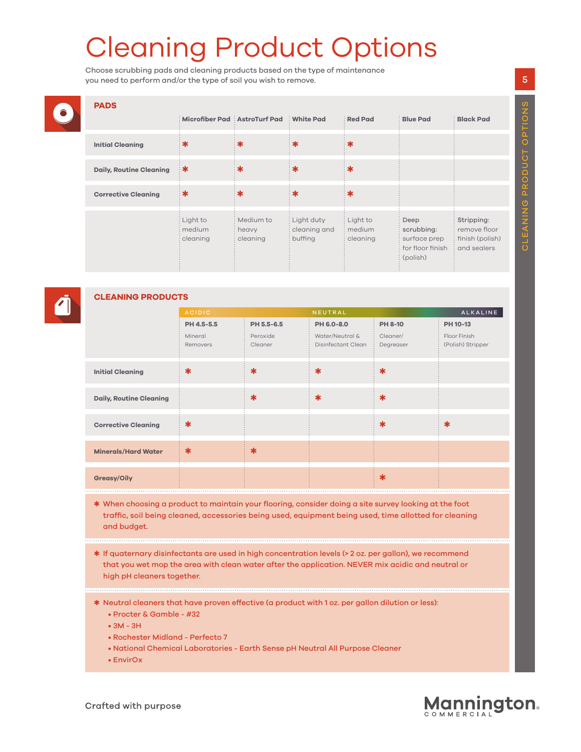# Cleaning Product Options

Choose scrubbing pads and cleaning products based on the type of maintenance you need to perform and/or the type of soil you wish to remove.

## PADS

| | Microfiber Pad | AstroTurf Pad | White Pad | Red Pad | Blue Pad | Black Pad |
|---|---|---|---|---|---|---|
| **Initial Cleaning** | * | * | * | * | | |
| **Daily, Routine Cleaning** | * | * | * | * | | |
| **Corrective Cleaning** | * | * | * | * | | |
| | Light to medium cleaning | Medium to heavy cleaning | Light duty cleaning and buffing | Light to medium cleaning | **Deep scrubbing:** surface prep for floor finish (polish) | **Stripping:** remove floor finish (polish) and sealers |

## CLEANING PRODUCTS

| | ACIDIC | | NEUTRAL | | ALKALINE |
|---|---|---|---|---|---|
| | **PH 4.5-5.5** Mineral Removers | **PH 5.5-6.5** Peroxide Cleaner | **PH 6.0-8.0** Water/Neutral & Disinfectant Clean | **PH 8-10** Cleaner/ Degreaser | **PH 10-13** Floor Finish (Polish) Stripper |
| **Initial Cleaning** | * | * | * | * | |
| **Daily, Routine Cleaning** | | * | * | * | |
| **Corrective Cleaning** | * | | | * | * |
| **Minerals/Hard Water** | * | * | | | |
| **Greasy/Oily** | | | | * | |

* When choosing a product to maintain your flooring, consider doing a site survey looking at the foot traffic, soil being cleaned, accessories being used, equipment being used, time allotted for cleaning and budget.

* If quaternary disinfectants are used in high concentration levels (> 2 oz. per gallon), we recommend that you wet mop the area with clean water after the application. NEVER mix acidic and neutral or high pH cleaners together.

* Neutral cleaners that have proven effective (a product with 1 oz. per gallon dilution or less):
  - Procter & Gamble - #32
  - 3M - 3H
  - Rochester Midland - Perfecto 7
  - National Chemical Laboratories - Earth Sense pH Neutral All Purpose Cleaner
  - EnvirOx

Crafted with purpose

Mannington COMMERCIAL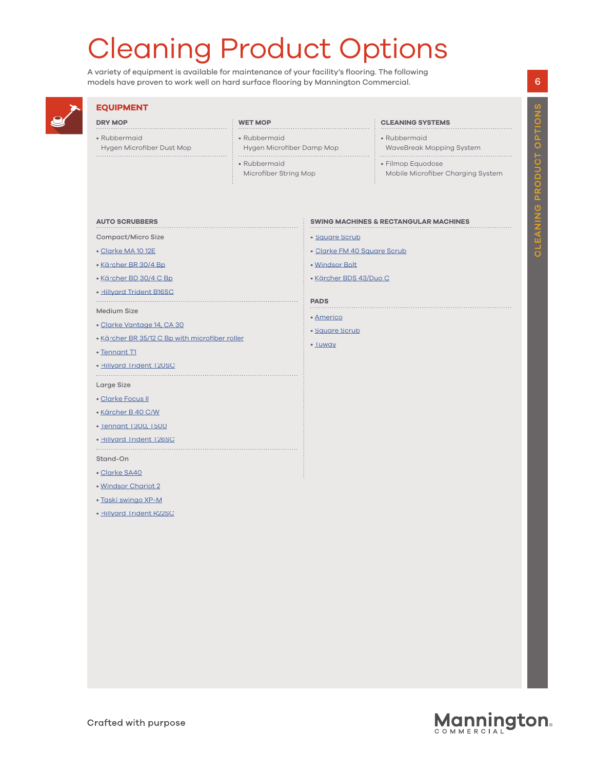# Cleaning Product Options

A variety of equipment is available for maintenance of your facility's flooring. The following models have proven to work well on hard surface flooring by Mannington Commercial.

## EQUIPMENT

### DRY MOP

- Rubbermaid Hygen Microfiber Dust Mop

### WET MOP

- Rubbermaid Hygen Microfiber Damp Mop
- Rubbermaid Microfiber String Mop

### CLEANING SYSTEMS

- Rubbermaid WaveBreak Mopping System
- Filmop Equodose Mobile Microfiber Charging System

### AUTO SCRUBBERS

Compact/Micro Size

- Clarke MA 10 12E
- Kärcher BR 30/4 Bp
- Kärcher BD 30/4 C Bp
- Hillyard Trident B16SC

Medium Size

- Clarke Vantage 14, CA 30
- Kärcher BR 35/12 C Bp with microfiber roller
- Tennant T1
- Hillyard Trident T20SC

Large Size

- Clarke Focus II
- Kärcher B 40 C/W
- Tennant T300, T500
- Hillyard Trident T26SC

Stand-On

- Clarke SA40
- Windsor Chariot 2
- Taski swingo XP-M
- Hillyard Trident R22SC

### SWING MACHINES & RECTANGULAR MACHINES

- Square Scrub
- Clarke FM 40 Square Scrub
- Windsor Bolt
- Kärcher BDS 43/Duo C

### PADS

- Americo
- Square Scrub
- Tuway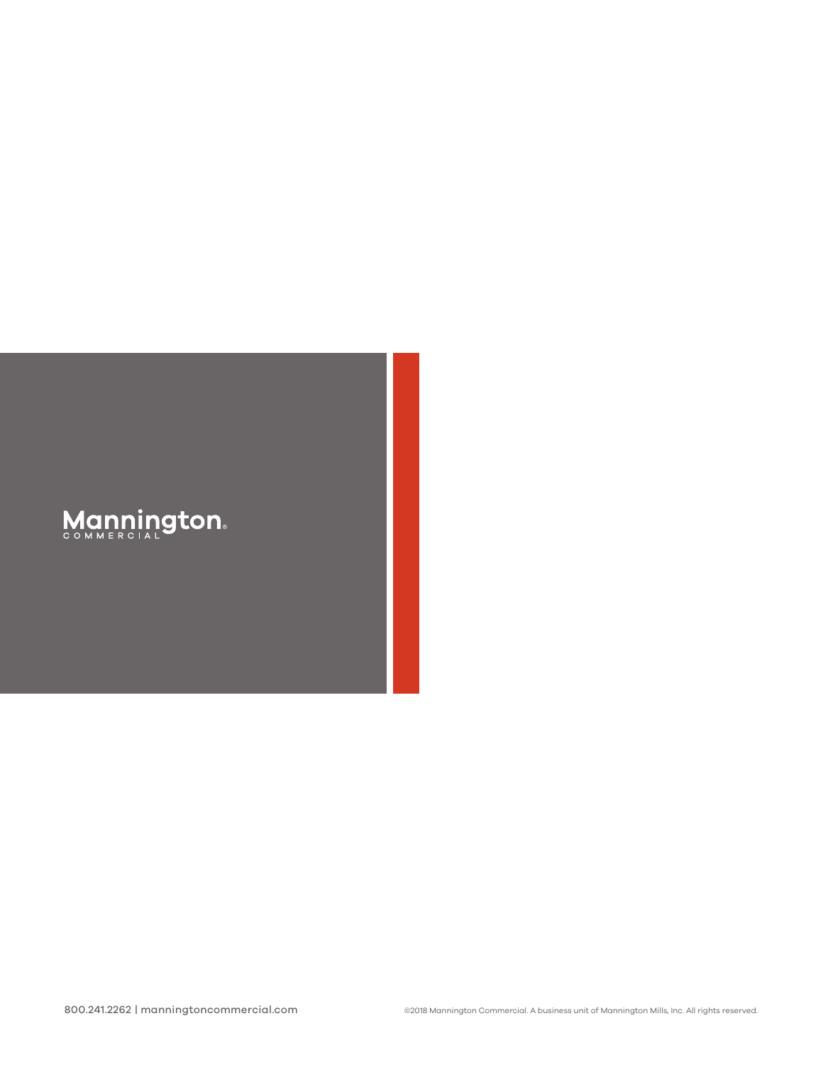Mannington
COMMERCIAL

800.241.2262 | manningtoncommercial.com

©2018 Mannington Commercial. A business unit of Mannington Mills, Inc. All rights reserved.